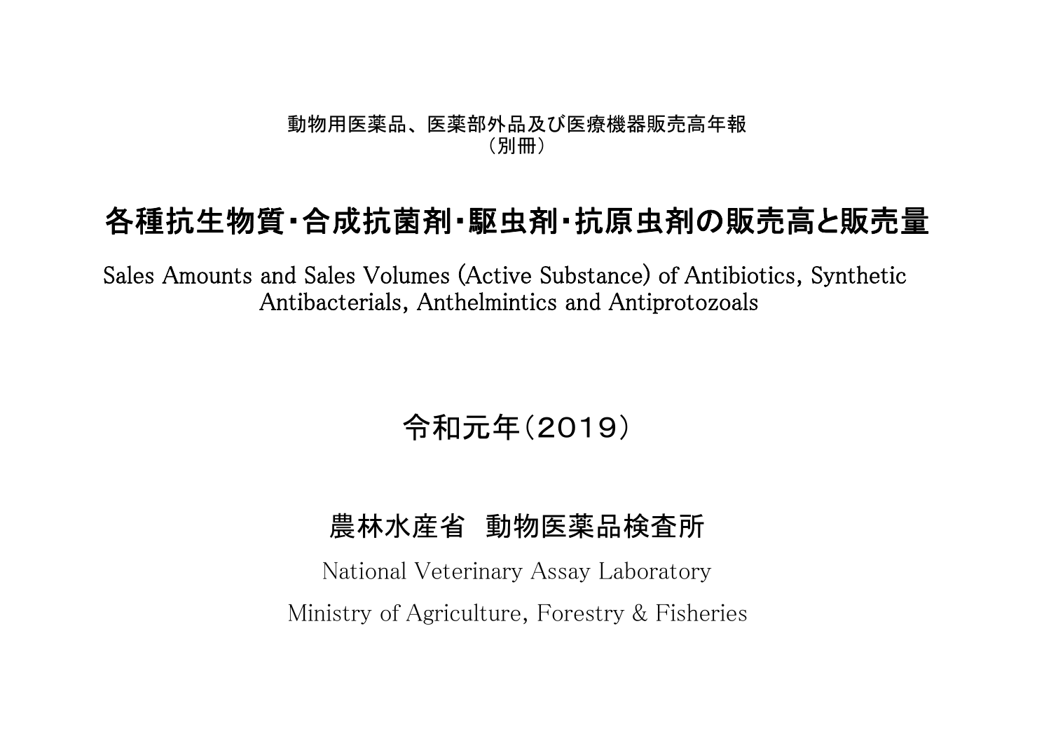動物用医薬品、医薬部外品及び医療機器販売高年報
（別冊）

# 各種抗生物質・合成抗菌剤・駆虫剤・抗原虫剤の販売高と販売量

Sales Amounts and Sales Volumes (Active Substance) of Antibiotics, Synthetic Antibacterials, Anthelmintics and Antiprotozoals

## 令和元年（2019）

## 農林水産省　動物医薬品検査所

National Veterinary Assay Laboratory

Ministry of Agriculture, Forestry & Fisheries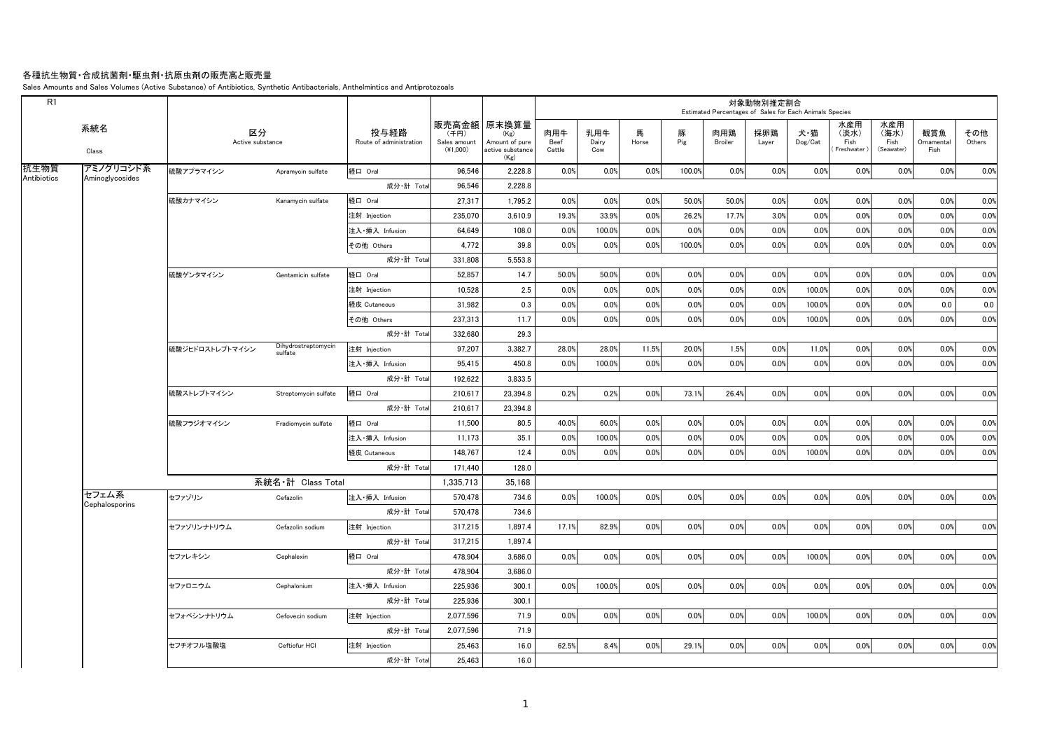# 各種抗生物質・合成抗菌剤・駆虫剤・抗原虫剤の販売高と販売量

Sales Amounts and Sales Volumes (Active Substance) of Antibiotics, Synthetic Antibacterials, Anthelmintics and Antiprotozoals

R1

| | 系統名 Class | 区分 Active substance | | 投与経路 Route of administration | 販売高金額 (千円) Sales amount (¥1,000) | 原末換算量 (Kg) Amount of pure active substance (Kg) | 対象動物別推定割合 Estimated Percentages of Sales for Each Animals Species | | | | | | | | | | |
|---|---|---|---|---|---|---|---|---|---|---|---|---|---|---|---|---|---|
| | | | | | | | 肉用牛 Beef Cattle | 乳用牛 Dairy Cow | 馬 Horse | 豚 Pig | 肉用鶏 Broiler | 採卵鶏 Layer | 犬・猫 Dog/Cat | 水産用（淡水） Fish (Freshwater) | 水産用（海水） Fish (Seawater) | 観賞魚 Ornamental Fish | その他 Others |
| 抗生物質 Antibiotics | アミノグリコシド系 Aminoglycosides | 硫酸アプラマイシン | Apramycin sulfate | 経口 Oral | 96,546 | 2,228.8 | 0.0% | 0.0% | 0.0% | 100.0% | 0.0% | 0.0% | 0.0% | 0.0% | 0.0% | 0.0% | 0.0% |
| | | | | 成分・計 Total | 96,546 | 2,228.8 | | | | | | | | | | | |
| | | 硫酸カナマイシン | Kanamycin sulfate | 経口 Oral | 27,317 | 1,795.2 | 0.0% | 0.0% | 0.0% | 50.0% | 50.0% | 0.0% | 0.0% | 0.0% | 0.0% | 0.0% | 0.0% |
| | | | | 注射 Injection | 235,070 | 3,610.9 | 19.3% | 33.9% | 0.0% | 26.2% | 17.7% | 3.0% | 0.0% | 0.0% | 0.0% | 0.0% | 0.0% |
| | | | | 注入・挿入 Infusion | 64,649 | 108.0 | 0.0% | 100.0% | 0.0% | 0.0% | 0.0% | 0.0% | 0.0% | 0.0% | 0.0% | 0.0% | 0.0% |
| | | | | その他 Others | 4,772 | 39.8 | 0.0% | 0.0% | 0.0% | 100.0% | 0.0% | 0.0% | 0.0% | 0.0% | 0.0% | 0.0% | 0.0% |
| | | | | 成分・計 Total | 331,808 | 5,553.8 | | | | | | | | | | | |
| | | 硫酸ゲンタマイシン | Gentamicin sulfate | 経口 Oral | 52,857 | 14.7 | 50.0% | 50.0% | 0.0% | 0.0% | 0.0% | 0.0% | 0.0% | 0.0% | 0.0% | 0.0% | 0.0% |
| | | | | 注射 Injection | 10,528 | 2.5 | 0.0% | 0.0% | 0.0% | 0.0% | 0.0% | 0.0% | 100.0% | 0.0% | 0.0% | 0.0% | 0.0% |
| | | | | 経皮 Cutaneous | 31,982 | 0.3 | 0.0% | 0.0% | 0.0% | 0.0% | 0.0% | 0.0% | 100.0% | 0.0% | 0.0% | 0.0 | 0.0 |
| | | | | その他 Others | 237,313 | 11.7 | 0.0% | 0.0% | 0.0% | 0.0% | 0.0% | 0.0% | 100.0% | 0.0% | 0.0% | 0.0% | 0.0% |
| | | | | 成分・計 Total | 332,680 | 29.3 | | | | | | | | | | | |
| | | 硫酸ジヒドロストレプトマイシン | Dihydrostreptomycin sulfate | 注射 Injection | 97,207 | 3,382.7 | 28.0% | 28.0% | 11.5% | 20.0% | 1.5% | 0.0% | 11.0% | 0.0% | 0.0% | 0.0% | 0.0% |
| | | | | 注入・挿入 Infusion | 95,415 | 450.8 | 0.0% | 100.0% | 0.0% | 0.0% | 0.0% | 0.0% | 0.0% | 0.0% | 0.0% | 0.0% | 0.0% |
| | | | | 成分・計 Total | 192,622 | 3,833.5 | | | | | | | | | | | |
| | | 硫酸ストレプトマイシン | Streptomycin sulfate | 経口 Oral | 210,617 | 23,394.8 | 0.2% | 0.2% | 0.0% | 73.1% | 26.4% | 0.0% | 0.0% | 0.0% | 0.0% | 0.0% | 0.0% |
| | | | | 成分・計 Total | 210,617 | 23,394.8 | | | | | | | | | | | |
| | | 硫酸フラジオマイシン | Fradiomycin sulfate | 経口 Oral | 11,500 | 80.5 | 40.0% | 60.0% | 0.0% | 0.0% | 0.0% | 0.0% | 0.0% | 0.0% | 0.0% | 0.0% | 0.0% |
| | | | | 注入・挿入 Infusion | 11,173 | 35.1 | 0.0% | 100.0% | 0.0% | 0.0% | 0.0% | 0.0% | 0.0% | 0.0% | 0.0% | 0.0% | 0.0% |
| | | | | 経皮 Cutaneous | 148,767 | 12.4 | 0.0% | 0.0% | 0.0% | 0.0% | 0.0% | 0.0% | 100.0% | 0.0% | 0.0% | 0.0% | 0.0% |
| | | | | 成分・計 Total | 171,440 | 128.0 | | | | | | | | | | | |
| | | 系統名・計 Class Total | | | 1,335,713 | 35,168 | | | | | | | | | | | |
| | セフェム系 Cephalosporins | セファゾリン | Cefazolin | 注入・挿入 Infusion | 570,478 | 734.6 | 0.0% | 100.0% | 0.0% | 0.0% | 0.0% | 0.0% | 0.0% | 0.0% | 0.0% | 0.0% | 0.0% |
| | | | | 成分・計 Total | 570,478 | 734.6 | | | | | | | | | | | |
| | | セファゾリンナトリウム | Cefazolin sodium | 注射 Injection | 317,215 | 1,897.4 | 17.1% | 82.9% | 0.0% | 0.0% | 0.0% | 0.0% | 0.0% | 0.0% | 0.0% | 0.0% | 0.0% |
| | | | | 成分・計 Total | 317,215 | 1,897.4 | | | | | | | | | | | |
| | | セファレキシン | Cephalexin | 経口 Oral | 478,904 | 3,686.0 | 0.0% | 0.0% | 0.0% | 0.0% | 0.0% | 0.0% | 100.0% | 0.0% | 0.0% | 0.0% | 0.0% |
| | | | | 成分・計 Total | 478,904 | 3,686.0 | | | | | | | | | | | |
| | | セファロニウム | Cephalonium | 注入・挿入 Infusion | 225,936 | 300.1 | 0.0% | 100.0% | 0.0% | 0.0% | 0.0% | 0.0% | 0.0% | 0.0% | 0.0% | 0.0% | 0.0% |
| | | | | 成分・計 Total | 225,936 | 300.1 | | | | | | | | | | | |
| | | セフォベシンナトリウム | Cefovecin sodium | 注射 Injection | 2,077,596 | 71.9 | 0.0% | 0.0% | 0.0% | 0.0% | 0.0% | 0.0% | 100.0% | 0.0% | 0.0% | 0.0% | 0.0% |
| | | | | 成分・計 Total | 2,077,596 | 71.9 | | | | | | | | | | | |
| | | セフチオフル塩酸塩 | Ceftiofur HCl | 注射 Injection | 25,463 | 16.0 | 62.5% | 8.4% | 0.0% | 29.1% | 0.0% | 0.0% | 0.0% | 0.0% | 0.0% | 0.0% | 0.0% |
| | | | | 成分・計 Total | 25,463 | 16.0 | | | | | | | | | | | |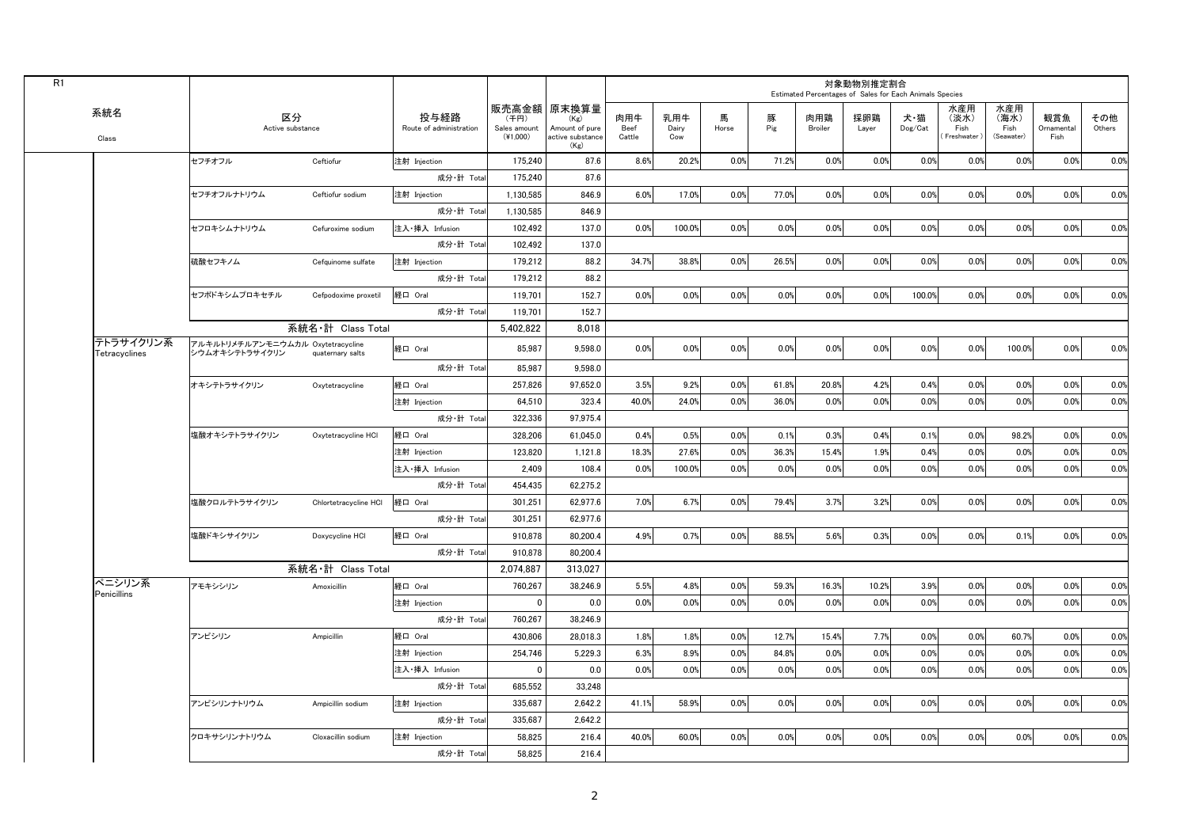R1

| 系統名 Class | 区分 Active substance | | 投与経路 Route of administration | 販売高金額 (千円) Sales amount (¥1,000) | 原末換算量 (Kg) Amount of pure active substance (Kg) | 対象動物別推定割合 Estimated Percentages of Sales for Each Animals Species | | | | | | | | | | |
|---|---|---|---|---|---|---|---|---|---|---|---|---|---|---|---|---|
| | | | | | | 肉用牛 Beef Cattle | 乳用牛 Dairy Cow | 馬 Horse | 豚 Pig | 肉用鶏 Broiler | 採卵鶏 Layer | 犬・猫 Dog/Cat | 水産用 (淡水) Fish (Freshwater) | 水産用 (海水) Fish (Seawater) | 観賞魚 Ornamental Fish | その他 Others |
| | セフチオフル | Ceftiofur | 注射 Injection | 175,240 | 87.6 | 8.6% | 20.2% | 0.0% | 71.2% | 0.0% | 0.0% | 0.0% | 0.0% | 0.0% | 0.0% | 0.0% |
| | | | 成分・計 Total | 175,240 | 87.6 | | | | | | | | | | | |
| | セフチオフルナトリウム | Ceftiofur sodium | 注射 Injection | 1,130,585 | 846.9 | 6.0% | 17.0% | 0.0% | 77.0% | 0.0% | 0.0% | 0.0% | 0.0% | 0.0% | 0.0% | 0.0% |
| | | | 成分・計 Total | 1,130,585 | 846.9 | | | | | | | | | | | |
| | セフロキシムナトリウム | Cefuroxime sodium | 注入・挿入 Infusion | 102,492 | 137.0 | 0.0% | 100.0% | 0.0% | 0.0% | 0.0% | 0.0% | 0.0% | 0.0% | 0.0% | 0.0% | 0.0% |
| | | | 成分・計 Total | 102,492 | 137.0 | | | | | | | | | | | |
| | 硫酸セフキノム | Cefquinome sulfate | 注射 Injection | 179,212 | 88.2 | 34.7% | 38.8% | 0.0% | 26.5% | 0.0% | 0.0% | 0.0% | 0.0% | 0.0% | 0.0% | 0.0% |
| | | | 成分・計 Total | 179,212 | 88.2 | | | | | | | | | | | |
| | セフポドキシムプロキセチル | Cefpodoxime proxetil | 経口 Oral | 119,701 | 152.7 | 0.0% | 0.0% | 0.0% | 0.0% | 0.0% | 0.0% | 100.0% | 0.0% | 0.0% | 0.0% | 0.0% |
| | | | 成分・計 Total | 119,701 | 152.7 | | | | | | | | | | | |
| | 系統名・計 Class Total | | | 5,402,822 | 8,018 | | | | | | | | | | | |
| テトラサイクリン系 Tetracyclines | アルキルトリメチルアンモニウムカルシウムオキシテトラサイクリン | Oxytetracycline quaternary salts | 経口 Oral | 85,987 | 9,598.0 | 0.0% | 0.0% | 0.0% | 0.0% | 0.0% | 0.0% | 0.0% | 0.0% | 100.0% | 0.0% | 0.0% |
| | | | 成分・計 Total | 85,987 | 9,598.0 | | | | | | | | | | | |
| | オキシテトラサイクリン | Oxytetracycline | 経口 Oral | 257,826 | 97,652.0 | 3.5% | 9.2% | 0.0% | 61.8% | 20.8% | 4.2% | 0.4% | 0.0% | 0.0% | 0.0% | 0.0% |
| | | | 注射 Injection | 64,510 | 323.4 | 40.0% | 24.0% | 0.0% | 36.0% | 0.0% | 0.0% | 0.0% | 0.0% | 0.0% | 0.0% | 0.0% |
| | | | 成分・計 Total | 322,336 | 97,975.4 | | | | | | | | | | | |
| | 塩酸オキシテトラサイクリン | Oxytetracycline HCl | 経口 Oral | 328,206 | 61,045.0 | 0.4% | 0.5% | 0.0% | 0.1% | 0.3% | 0.4% | 0.1% | 0.0% | 98.2% | 0.0% | 0.0% |
| | | | 注射 Injection | 123,820 | 1,121.8 | 18.3% | 27.6% | 0.0% | 36.3% | 15.4% | 1.9% | 0.4% | 0.0% | 0.0% | 0.0% | 0.0% |
| | | | 注入・挿入 Infusion | 2,409 | 108.4 | 0.0% | 100.0% | 0.0% | 0.0% | 0.0% | 0.0% | 0.0% | 0.0% | 0.0% | 0.0% | 0.0% |
| | | | 成分・計 Total | 454,435 | 62,275.2 | | | | | | | | | | | |
| | 塩酸クロルテトラサイクリン | Chlortetracycline HCl | 経口 Oral | 301,251 | 62,977.6 | 7.0% | 6.7% | 0.0% | 79.4% | 3.7% | 3.2% | 0.0% | 0.0% | 0.0% | 0.0% | 0.0% |
| | | | 成分・計 Total | 301,251 | 62,977.6 | | | | | | | | | | | |
| | 塩酸ドキシサイクリン | Doxycycline HCl | 経口 Oral | 910,878 | 80,200.4 | 4.9% | 0.7% | 0.0% | 88.5% | 5.6% | 0.3% | 0.0% | 0.0% | 0.1% | 0.0% | 0.0% |
| | | | 成分・計 Total | 910,878 | 80,200.4 | | | | | | | | | | | |
| | 系統名・計 Class Total | | | 2,074,887 | 313,027 | | | | | | | | | | | |
| ペニシリン系 Penicillins | アモキシシリン | Amoxicillin | 経口 Oral | 760,267 | 38,246.9 | 5.5% | 4.8% | 0.0% | 59.3% | 16.3% | 10.2% | 3.9% | 0.0% | 0.0% | 0.0% | 0.0% |
| | | | 注射 Injection | 0 | 0.0 | 0.0% | 0.0% | 0.0% | 0.0% | 0.0% | 0.0% | 0.0% | 0.0% | 0.0% | 0.0% | 0.0% |
| | | | 成分・計 Total | 760,267 | 38,246.9 | | | | | | | | | | | |
| | アンピシリン | Ampicillin | 経口 Oral | 430,806 | 28,018.3 | 1.8% | 1.8% | 0.0% | 12.7% | 15.4% | 7.7% | 0.0% | 0.0% | 60.7% | 0.0% | 0.0% |
| | | | 注射 Injection | 254,746 | 5,229.3 | 6.3% | 8.9% | 0.0% | 84.8% | 0.0% | 0.0% | 0.0% | 0.0% | 0.0% | 0.0% | 0.0% |
| | | | 注入・挿入 Infusion | 0 | 0.0 | 0.0% | 0.0% | 0.0% | 0.0% | 0.0% | 0.0% | 0.0% | 0.0% | 0.0% | 0.0% | 0.0% |
| | | | 成分・計 Total | 685,552 | 33,248 | | | | | | | | | | | |
| | アンピシリンナトリウム | Ampicillin sodium | 注射 Injection | 335,687 | 2,642.2 | 41.1% | 58.9% | 0.0% | 0.0% | 0.0% | 0.0% | 0.0% | 0.0% | 0.0% | 0.0% | 0.0% |
| | | | 成分・計 Total | 335,687 | 2,642.2 | | | | | | | | | | | |
| | クロキサシリンナトリウム | Cloxacillin sodium | 注射 Injection | 58,825 | 216.4 | 40.0% | 60.0% | 0.0% | 0.0% | 0.0% | 0.0% | 0.0% | 0.0% | 0.0% | 0.0% | 0.0% |
| | | | 成分・計 Total | 58,825 | 216.4 | | | | | | | | | | | |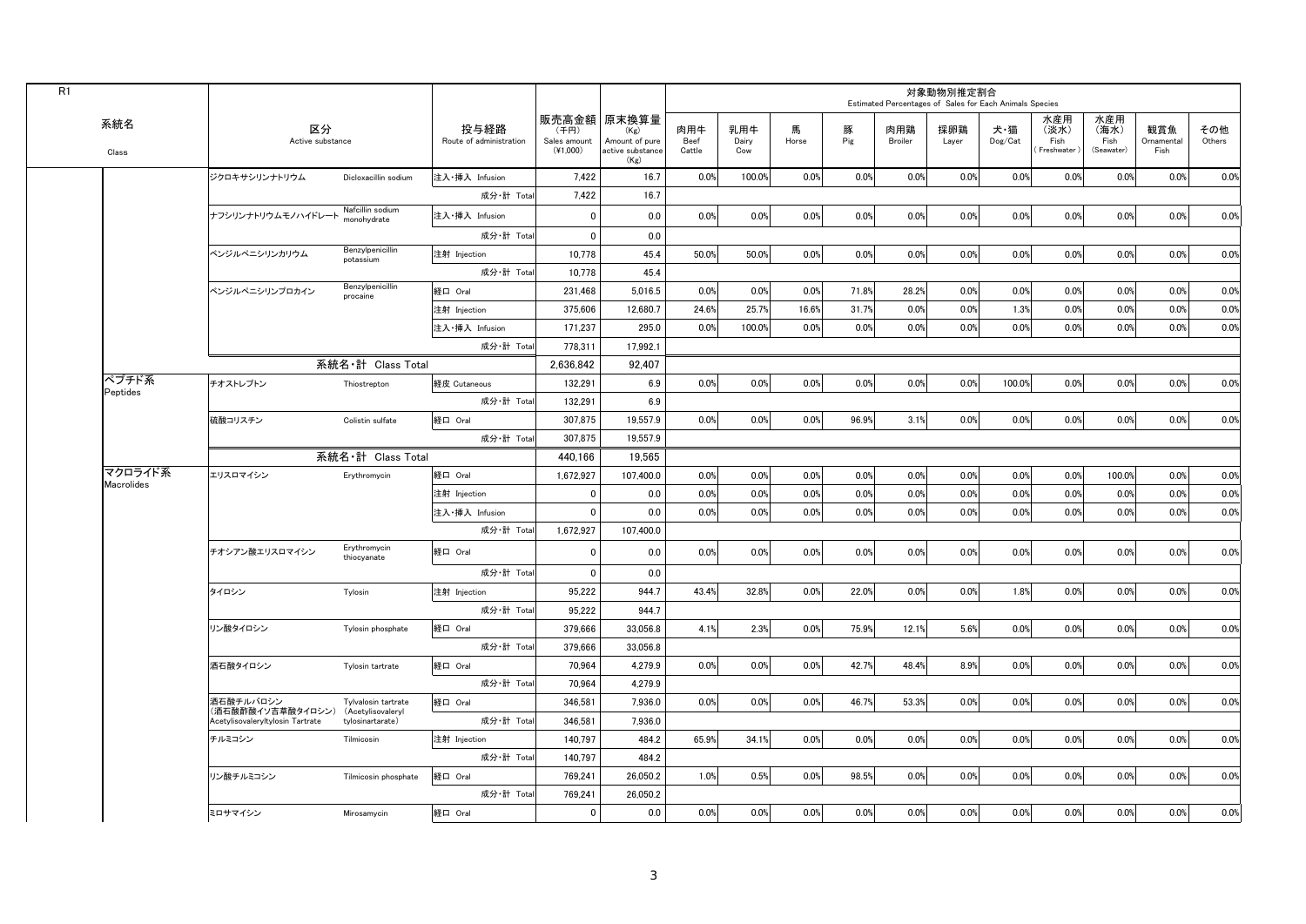R1

| 系統名 Class | 区分 Active substance | | 投与経路 Route of administration | 販売高金額 (千円) Sales amount (¥1,000) | 原末換算量 (Kg) Amount of pure active substance (Kg) | 対象動物別推定割合 Estimated Percentages of Sales for Each Animals Species | | | | | | | | | | |
|---|---|---|---|---|---|---|---|---|---|---|---|---|---|---|---|---|
| | | | | | | 肉用牛 Beef Cattle | 乳用牛 Dairy Cow | 馬 Horse | 豚 Pig | 肉用鶏 Broiler | 採卵鶏 Layer | 犬・猫 Dog/Cat | 水産用 (淡水) Fish (Freshwater) | 水産用 (海水) Fish (Seawater) | 観賞魚 Ornamental Fish | その他 Others |
| | ジクロキサシリンナトリウム | Dicloxacillin sodium | 注入・挿入 Infusion | 7,422 | 16.7 | 0.0% | 100.0% | 0.0% | 0.0% | 0.0% | 0.0% | 0.0% | 0.0% | 0.0% | 0.0% | 0.0% |
| | | | 成分・計 Total | 7,422 | 16.7 | | | | | | | | | | | |
| | ナフシリンナトリウムモノハイドレート | Nafcillin sodium monohydrate | 注入・挿入 Infusion | 0 | 0.0 | 0.0% | 0.0% | 0.0% | 0.0% | 0.0% | 0.0% | 0.0% | 0.0% | 0.0% | 0.0% | 0.0% |
| | | | 成分・計 Total | 0 | 0.0 | | | | | | | | | | | |
| | ベンジルペニシリンカリウム | Benzylpenicillin potassium | 注射 Injection | 10,778 | 45.4 | 50.0% | 50.0% | 0.0% | 0.0% | 0.0% | 0.0% | 0.0% | 0.0% | 0.0% | 0.0% | 0.0% |
| | | | 成分・計 Total | 10,778 | 45.4 | | | | | | | | | | | |
| | ベンジルペニシリンプロカイン | Benzylpenicillin procaine | 経口 Oral | 231,468 | 5,016.5 | 0.0% | 0.0% | 0.0% | 71.8% | 28.2% | 0.0% | 0.0% | 0.0% | 0.0% | 0.0% | 0.0% |
| | | | 注射 Injection | 375,606 | 12,680.7 | 24.6% | 25.7% | 16.6% | 31.7% | 0.0% | 0.0% | 1.3% | 0.0% | 0.0% | 0.0% | 0.0% |
| | | | 注入・挿入 Infusion | 171,237 | 295.0 | 0.0% | 100.0% | 0.0% | 0.0% | 0.0% | 0.0% | 0.0% | 0.0% | 0.0% | 0.0% | 0.0% |
| | | | 成分・計 Total | 778,311 | 17,992.1 | | | | | | | | | | | |
| | 系統名・計 Class Total | | | 2,636,842 | 92,407 | | | | | | | | | | | |
| ペプチド系 Peptides | チオストレプトン | Thiostrepton | 経皮 Cutaneous | 132,291 | 6.9 | 0.0% | 0.0% | 0.0% | 0.0% | 0.0% | 0.0% | 100.0% | 0.0% | 0.0% | 0.0% | 0.0% |
| | | | 成分・計 Total | 132,291 | 6.9 | | | | | | | | | | | |
| | 硫酸コリスチン | Colistin sulfate | 経口 Oral | 307,875 | 19,557.9 | 0.0% | 0.0% | 0.0% | 96.9% | 3.1% | 0.0% | 0.0% | 0.0% | 0.0% | 0.0% | 0.0% |
| | | | 成分・計 Total | 307,875 | 19,557.9 | | | | | | | | | | | |
| | 系統名・計 Class Total | | | 440,166 | 19,565 | | | | | | | | | | | |
| マクロライド系 Macrolides | エリスロマイシン | Erythromycin | 経口 Oral | 1,672,927 | 107,400.0 | 0.0% | 0.0% | 0.0% | 0.0% | 0.0% | 0.0% | 0.0% | 0.0% | 100.0% | 0.0% | 0.0% |
| | | | 注射 Injection | 0 | 0.0 | 0.0% | 0.0% | 0.0% | 0.0% | 0.0% | 0.0% | 0.0% | 0.0% | 0.0% | 0.0% | 0.0% |
| | | | 注入・挿入 Infusion | 0 | 0.0 | 0.0% | 0.0% | 0.0% | 0.0% | 0.0% | 0.0% | 0.0% | 0.0% | 0.0% | 0.0% | 0.0% |
| | | | 成分・計 Total | 1,672,927 | 107,400.0 | | | | | | | | | | | |
| | チオシアン酸エリスロマイシン | Erythromycin thiocyanate | 経口 Oral | 0 | 0.0 | 0.0% | 0.0% | 0.0% | 0.0% | 0.0% | 0.0% | 0.0% | 0.0% | 0.0% | 0.0% | 0.0% |
| | | | 成分・計 Total | 0 | 0.0 | | | | | | | | | | | |
| | タイロシン | Tylosin | 注射 Injection | 95,222 | 944.7 | 43.4% | 32.8% | 0.0% | 22.0% | 0.0% | 0.0% | 1.8% | 0.0% | 0.0% | 0.0% | 0.0% |
| | | | 成分・計 Total | 95,222 | 944.7 | | | | | | | | | | | |
| | リン酸タイロシン | Tylosin phosphate | 経口 Oral | 379,666 | 33,056.8 | 4.1% | 2.3% | 0.0% | 75.9% | 12.1% | 5.6% | 0.0% | 0.0% | 0.0% | 0.0% | 0.0% |
| | | | 成分・計 Total | 379,666 | 33,056.8 | | | | | | | | | | | |
| | 酒石酸タイロシン | Tylosin tartrate | 経口 Oral | 70,964 | 4,279.9 | 0.0% | 0.0% | 0.0% | 42.7% | 48.4% | 8.9% | 0.0% | 0.0% | 0.0% | 0.0% | 0.0% |
| | | | 成分・計 Total | 70,964 | 4,279.9 | | | | | | | | | | | |
| | 酒石酸チルバロシン (酒石酸酢酸イソ吉草酸タイロシン) Acetylisovaleryltylosin Tartrate | Tylvalosin tartrate (Acetylisovaleryl tylosinartarate) | 経口 Oral | 346,581 | 7,936.0 | 0.0% | 0.0% | 0.0% | 46.7% | 53.3% | 0.0% | 0.0% | 0.0% | 0.0% | 0.0% | 0.0% |
| | | | 成分・計 Total | 346,581 | 7,936.0 | | | | | | | | | | | |
| | チルミコシン | Tilmicosin | 注射 Injection | 140,797 | 484.2 | 65.9% | 34.1% | 0.0% | 0.0% | 0.0% | 0.0% | 0.0% | 0.0% | 0.0% | 0.0% | 0.0% |
| | | | 成分・計 Total | 140,797 | 484.2 | | | | | | | | | | | |
| | リン酸チルミコシン | Tilmicosin phosphate | 経口 Oral | 769,241 | 26,050.2 | 1.0% | 0.5% | 0.0% | 98.5% | 0.0% | 0.0% | 0.0% | 0.0% | 0.0% | 0.0% | 0.0% |
| | | | 成分・計 Total | 769,241 | 26,050.2 | | | | | | | | | | | |
| | ミロサマイシン | Mirosamycin | 経口 Oral | 0 | 0.0 | 0.0% | 0.0% | 0.0% | 0.0% | 0.0% | 0.0% | 0.0% | 0.0% | 0.0% | 0.0% | 0.0% |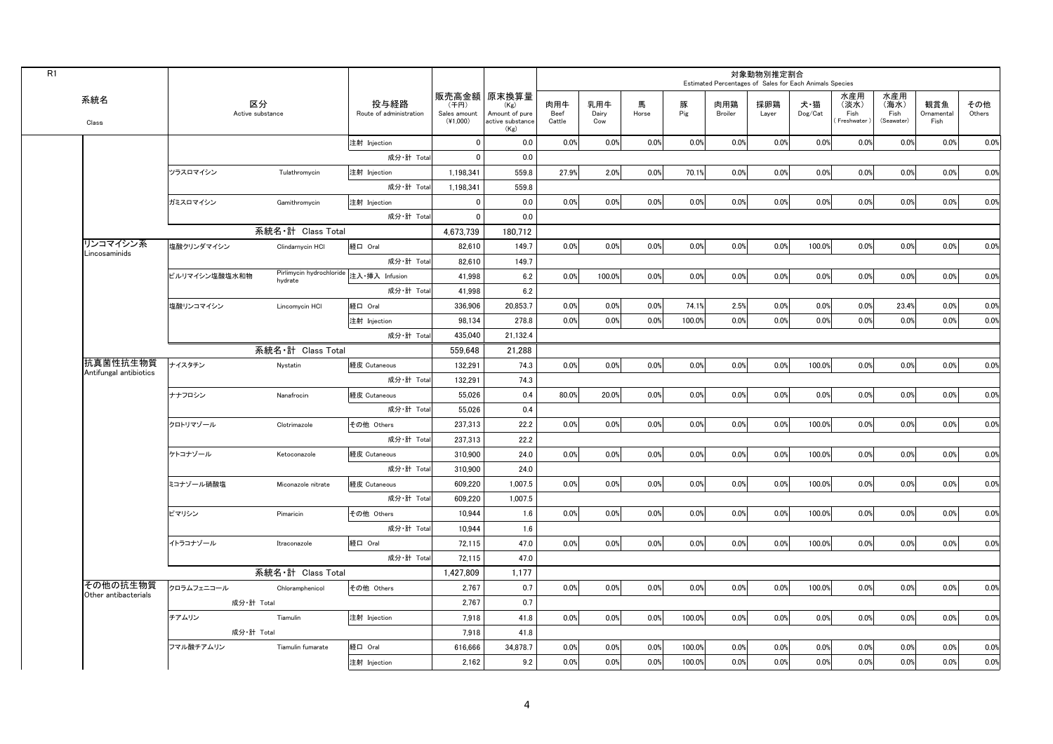R1

| 系統名 Class | 区分 Active substance | | 投与経路 Route of administration | 販売高金額 (千円) Sales amount (¥1,000) | 原末換算量 (Kg) Amount of pure active substance (Kg) | 対象動物別推定割合 Estimated Percentages of Sales for Each Animals Species | | | | | | | | | | |
|---|---|---|---|---|---|---|---|---|---|---|---|---|---|---|---|---|
| | | | | | | 肉用牛 Beef Cattle | 乳用牛 Dairy Cow | 馬 Horse | 豚 Pig | 肉用鶏 Broiler | 採卵鶏 Layer | 犬・猫 Dog/Cat | 水産用 (淡水) Fish (Freshwater) | 水産用 (海水) Fish (Seawater) | 観賞魚 Ornamental Fish | その他 Others |
| | | | 注射 Injection | 0 | 0.0 | 0.0% | 0.0% | 0.0% | 0.0% | 0.0% | 0.0% | 0.0% | 0.0% | 0.0% | 0.0% | 0.0% |
| | | | 成分・計 Total | 0 | 0.0 | | | | | | | | | | | |
| | ツラスロマイシン | Tulathromycin | 注射 Injection | 1,198,341 | 559.8 | 27.9% | 2.0% | 0.0% | 70.1% | 0.0% | 0.0% | 0.0% | 0.0% | 0.0% | 0.0% | 0.0% |
| | | | 成分・計 Total | 1,198,341 | 559.8 | | | | | | | | | | | |
| | ガミスロマイシン | Gamithromycin | 注射 Injection | 0 | 0.0 | 0.0% | 0.0% | 0.0% | 0.0% | 0.0% | 0.0% | 0.0% | 0.0% | 0.0% | 0.0% | 0.0% |
| | | | 成分・計 Total | 0 | 0.0 | | | | | | | | | | | |
| | | 系統名・計 Class Total | | 4,673,739 | 180,712 | | | | | | | | | | | |
| リンコマイシン系 Lincosaminids | 塩酸クリンダマイシン | Clindamycin HCl | 経口 Oral | 82,610 | 149.7 | 0.0% | 0.0% | 0.0% | 0.0% | 0.0% | 0.0% | 100.0% | 0.0% | 0.0% | 0.0% | 0.0% |
| | | | 成分・計 Total | 82,610 | 149.7 | | | | | | | | | | | |
| | ピルリマイシン塩酸塩水和物 | Pirlimycin hydrochloride hydrate | 注入・挿入 Infusion | 41,998 | 6.2 | 0.0% | 100.0% | 0.0% | 0.0% | 0.0% | 0.0% | 0.0% | 0.0% | 0.0% | 0.0% | 0.0% |
| | | | 成分・計 Total | 41,998 | 6.2 | | | | | | | | | | | |
| | 塩酸リンコマイシン | Lincomycin HCl | 経口 Oral | 336,906 | 20,853.7 | 0.0% | 0.0% | 0.0% | 74.1% | 2.5% | 0.0% | 0.0% | 0.0% | 23.4% | 0.0% | 0.0% |
| | | | 注射 Injection | 98,134 | 278.8 | 0.0% | 0.0% | 0.0% | 100.0% | 0.0% | 0.0% | 0.0% | 0.0% | 0.0% | 0.0% | 0.0% |
| | | | 成分・計 Total | 435,040 | 21,132.4 | | | | | | | | | | | |
| | | 系統名・計 Class Total | | 559,648 | 21,288 | | | | | | | | | | | |
| 抗真菌性抗生物質 Antifungal antibiotics | ナイスタチン | Nystatin | 経皮 Cutaneous | 132,291 | 74.3 | 0.0% | 0.0% | 0.0% | 0.0% | 0.0% | 0.0% | 100.0% | 0.0% | 0.0% | 0.0% | 0.0% |
| | | | 成分・計 Total | 132,291 | 74.3 | | | | | | | | | | | |
| | ナナフロシン | Nanafrocin | 経皮 Cutaneous | 55,026 | 0.4 | 80.0% | 20.0% | 0.0% | 0.0% | 0.0% | 0.0% | 0.0% | 0.0% | 0.0% | 0.0% | 0.0% |
| | | | 成分・計 Total | 55,026 | 0.4 | | | | | | | | | | | |
| | クロトリマゾール | Clotrimazole | その他 Others | 237,313 | 22.2 | 0.0% | 0.0% | 0.0% | 0.0% | 0.0% | 0.0% | 100.0% | 0.0% | 0.0% | 0.0% | 0.0% |
| | | | 成分・計 Total | 237,313 | 22.2 | | | | | | | | | | | |
| | ケトコナゾール | Ketoconazole | 経皮 Cutaneous | 310,900 | 24.0 | 0.0% | 0.0% | 0.0% | 0.0% | 0.0% | 0.0% | 100.0% | 0.0% | 0.0% | 0.0% | 0.0% |
| | | | 成分・計 Total | 310,900 | 24.0 | | | | | | | | | | | |
| | ミコナゾール硝酸塩 | Miconazole nitrate | 経皮 Cutaneous | 609,220 | 1,007.5 | 0.0% | 0.0% | 0.0% | 0.0% | 0.0% | 0.0% | 100.0% | 0.0% | 0.0% | 0.0% | 0.0% |
| | | | 成分・計 Total | 609,220 | 1,007.5 | | | | | | | | | | | |
| | ピマリシン | Pimaricin | その他 Others | 10,944 | 1.6 | 0.0% | 0.0% | 0.0% | 0.0% | 0.0% | 0.0% | 100.0% | 0.0% | 0.0% | 0.0% | 0.0% |
| | | | 成分・計 Total | 10,944 | 1.6 | | | | | | | | | | | |
| | イトラコナゾール | Itraconazole | 経口 Oral | 72,115 | 47.0 | 0.0% | 0.0% | 0.0% | 0.0% | 0.0% | 0.0% | 100.0% | 0.0% | 0.0% | 0.0% | 0.0% |
| | | | 成分・計 Total | 72,115 | 47.0 | | | | | | | | | | | |
| | | 系統名・計 Class Total | | 1,427,809 | 1,177 | | | | | | | | | | | |
| その他の抗生物質 Other antibacterials | クロラムフェニコール | Chloramphenicol | その他 Others | 2,767 | 0.7 | 0.0% | 0.0% | 0.0% | 0.0% | 0.0% | 0.0% | 100.0% | 0.0% | 0.0% | 0.0% | 0.0% |
| | 成分・計 Total | | | 2,767 | 0.7 | | | | | | | | | | | |
| | チアムリン | Tiamulin | 注射 Injection | 7,918 | 41.8 | 0.0% | 0.0% | 0.0% | 100.0% | 0.0% | 0.0% | 0.0% | 0.0% | 0.0% | 0.0% | 0.0% |
| | 成分・計 Total | | | 7,918 | 41.8 | | | | | | | | | | | |
| | フマル酸チアムリン | Tiamulin fumarate | 経口 Oral | 616,666 | 34,878.7 | 0.0% | 0.0% | 0.0% | 100.0% | 0.0% | 0.0% | 0.0% | 0.0% | 0.0% | 0.0% | 0.0% |
| | | | 注射 Injection | 2,162 | 9.2 | 0.0% | 0.0% | 0.0% | 100.0% | 0.0% | 0.0% | 0.0% | 0.0% | 0.0% | 0.0% | 0.0% |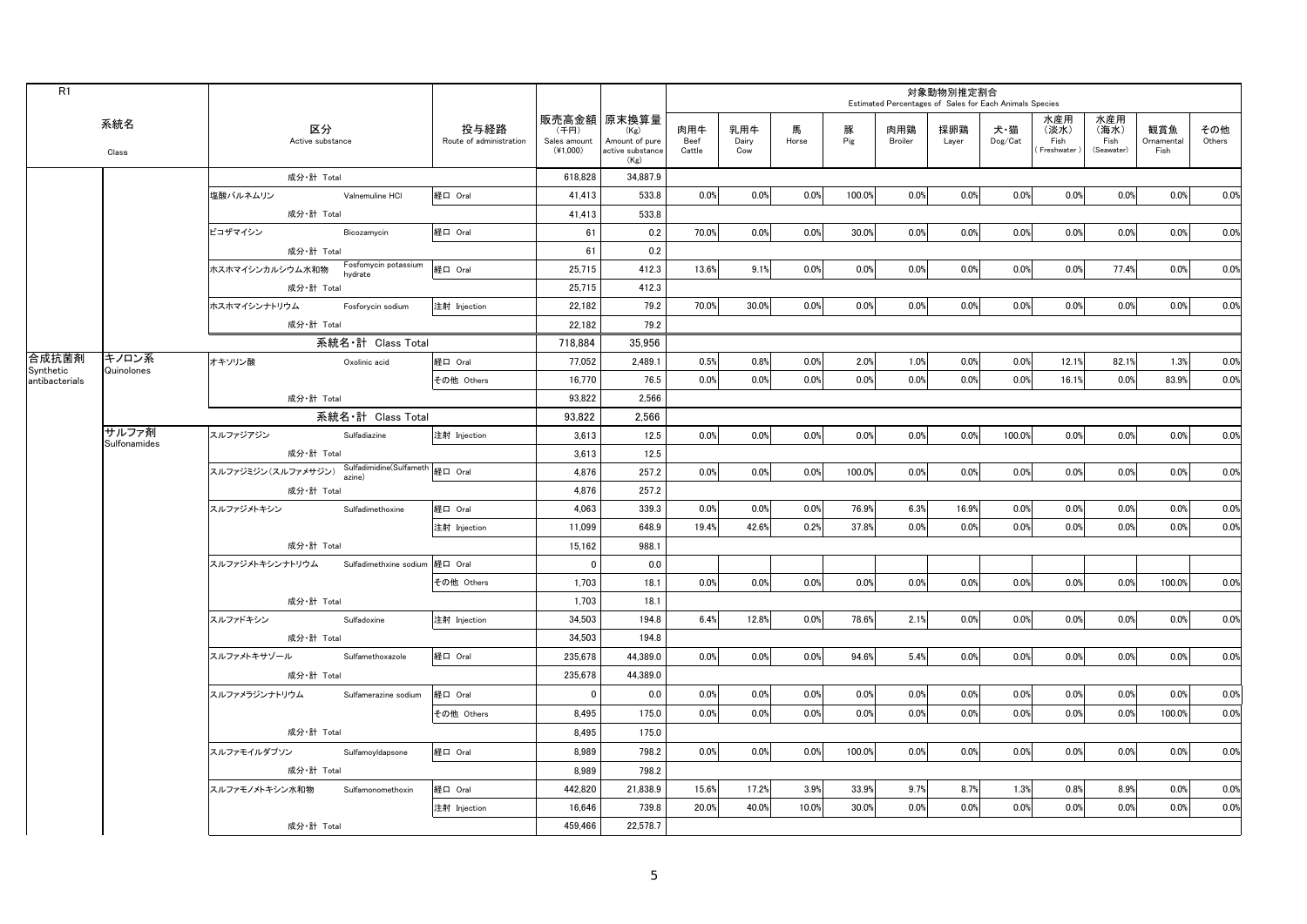R1

| 系統名 Class | | 区分 Active substance | | 投与経路 Route of administration | 販売高金額 (千円) Sales amount (¥1,000) | 原末換算量 (Kg) Amount of pure active substance (Kg) | 対象動物別推定割合 Estimated Percentages of Sales for Each Animals Species | | | | | | | | | | |
|---|---|---|---|---|---|---|---|---|---|---|---|---|---|---|---|---|---|
| | | | | | | | 肉用牛 Beef Cattle | 乳用牛 Dairy Cow | 馬 Horse | 豚 Pig | 肉用鶏 Broiler | 採卵鶏 Layer | 犬・猫 Dog/Cat | 水産用 (淡水) Fish (Freshwater) | 水産用 (海水) Fish (Seawater) | 観賞魚 Ornamental Fish | その他 Others |
| | | 成分・計 Total | | | 618,828 | 34,887.9 | | | | | | | | | | | |
| | | 塩酸バルネムリン | Valnemuline HCl | 経口 Oral | 41,413 | 533.8 | 0.0% | 0.0% | 0.0% | 100.0% | 0.0% | 0.0% | 0.0% | 0.0% | 0.0% | 0.0% | 0.0% |
| | | 成分・計 Total | | | 41,413 | 533.8 | | | | | | | | | | | |
| | | ビコザマイシン | Bicozamycin | 経口 Oral | 61 | 0.2 | 70.0% | 0.0% | 0.0% | 30.0% | 0.0% | 0.0% | 0.0% | 0.0% | 0.0% | 0.0% | 0.0% |
| | | 成分・計 Total | | | 61 | 0.2 | | | | | | | | | | | |
| | | ホスホマイシンカルシウム水和物 | Fosfomycin potassium hydrate | 経口 Oral | 25,715 | 412.3 | 13.6% | 9.1% | 0.0% | 0.0% | 0.0% | 0.0% | 0.0% | 0.0% | 77.4% | 0.0% | 0.0% |
| | | 成分・計 Total | | | 25,715 | 412.3 | | | | | | | | | | | |
| | | ホスホマイシンナトリウム | Fosforycin sodium | 注射 Injection | 22,182 | 79.2 | 70.0% | 30.0% | 0.0% | 0.0% | 0.0% | 0.0% | 0.0% | 0.0% | 0.0% | 0.0% | 0.0% |
| | | 成分・計 Total | | | 22,182 | 79.2 | | | | | | | | | | | |
| | | 系統名・計 Class Total | | | 718,884 | 35,956 | | | | | | | | | | | |
| 合成抗菌剤 Synthetic antibacterials | キノロン系 Quinolones | オキソリン酸 | Oxolinic acid | 経口 Oral | 77,052 | 2,489.1 | 0.5% | 0.8% | 0.0% | 2.0% | 1.0% | 0.0% | 0.0% | 12.1% | 82.1% | 1.3% | 0.0% |
| | | | | その他 Others | 16,770 | 76.5 | 0.0% | 0.0% | 0.0% | 0.0% | 0.0% | 0.0% | 0.0% | 16.1% | 0.0% | 83.9% | 0.0% |
| | | 成分・計 Total | | | 93,822 | 2,566 | | | | | | | | | | | |
| | | 系統名・計 Class Total | | | 93,822 | 2,566 | | | | | | | | | | | |
| | サルファ剤 Sulfonamides | スルファジアジン | Sulfadiazine | 注射 Injection | 3,613 | 12.5 | 0.0% | 0.0% | 0.0% | 0.0% | 0.0% | 0.0% | 100.0% | 0.0% | 0.0% | 0.0% | 0.0% |
| | | 成分・計 Total | | | 3,613 | 12.5 | | | | | | | | | | | |
| | | スルファジミジン(スルファメサジン) | Sulfadimidine(Sulfamethazine) | 経口 Oral | 4,876 | 257.2 | 0.0% | 0.0% | 0.0% | 100.0% | 0.0% | 0.0% | 0.0% | 0.0% | 0.0% | 0.0% | 0.0% |
| | | 成分・計 Total | | | 4,876 | 257.2 | | | | | | | | | | | |
| | | スルファジメトキシン | Sulfadimethoxine | 経口 Oral | 4,063 | 339.3 | 0.0% | 0.0% | 0.0% | 76.9% | 6.3% | 16.9% | 0.0% | 0.0% | 0.0% | 0.0% | 0.0% |
| | | | | 注射 Injection | 11,099 | 648.9 | 19.4% | 42.6% | 0.2% | 37.8% | 0.0% | 0.0% | 0.0% | 0.0% | 0.0% | 0.0% | 0.0% |
| | | 成分・計 Total | | | 15,162 | 988.1 | | | | | | | | | | | |
| | | スルファジメトキシンナトリウム | Sulfadimethxine sodium | 経口 Oral | 0 | 0.0 | | | | | | | | | | | |
| | | | | その他 Others | 1,703 | 18.1 | 0.0% | 0.0% | 0.0% | 0.0% | 0.0% | 0.0% | 0.0% | 0.0% | 0.0% | 100.0% | 0.0% |
| | | 成分・計 Total | | | 1,703 | 18.1 | | | | | | | | | | | |
| | | スルファドキシン | Sulfadoxine | 注射 Injection | 34,503 | 194.8 | 6.4% | 12.8% | 0.0% | 78.6% | 2.1% | 0.0% | 0.0% | 0.0% | 0.0% | 0.0% | 0.0% |
| | | 成分・計 Total | | | 34,503 | 194.8 | | | | | | | | | | | |
| | | スルファメトキサゾール | Sulfamethoxazole | 経口 Oral | 235,678 | 44,389.0 | 0.0% | 0.0% | 0.0% | 94.6% | 5.4% | 0.0% | 0.0% | 0.0% | 0.0% | 0.0% | 0.0% |
| | | 成分・計 Total | | | 235,678 | 44,389.0 | | | | | | | | | | | |
| | | スルファメラジンナトリウム | Sulfamerazine sodium | 経口 Oral | 0 | 0.0 | 0.0% | 0.0% | 0.0% | 0.0% | 0.0% | 0.0% | 0.0% | 0.0% | 0.0% | 0.0% | 0.0% |
| | | | | その他 Others | 8,495 | 175.0 | 0.0% | 0.0% | 0.0% | 0.0% | 0.0% | 0.0% | 0.0% | 0.0% | 0.0% | 100.0% | 0.0% |
| | | 成分・計 Total | | | 8,495 | 175.0 | | | | | | | | | | | |
| | | スルファモイルダプソン | Sulfamoyldapsone | 経口 Oral | 8,989 | 798.2 | 0.0% | 0.0% | 0.0% | 100.0% | 0.0% | 0.0% | 0.0% | 0.0% | 0.0% | 0.0% | 0.0% |
| | | 成分・計 Total | | | 8,989 | 798.2 | | | | | | | | | | | |
| | | スルファモノメトキシン水和物 | Sulfamonomethoxin | 経口 Oral | 442,820 | 21,838.9 | 15.6% | 17.2% | 3.9% | 33.9% | 9.7% | 8.7% | 1.3% | 0.8% | 8.9% | 0.0% | 0.0% |
| | | | | 注射 Injection | 16,646 | 739.8 | 20.0% | 40.0% | 10.0% | 30.0% | 0.0% | 0.0% | 0.0% | 0.0% | 0.0% | 0.0% | 0.0% |
| | | 成分・計 Total | | | 459,466 | 22,578.7 | | | | | | | | | | | |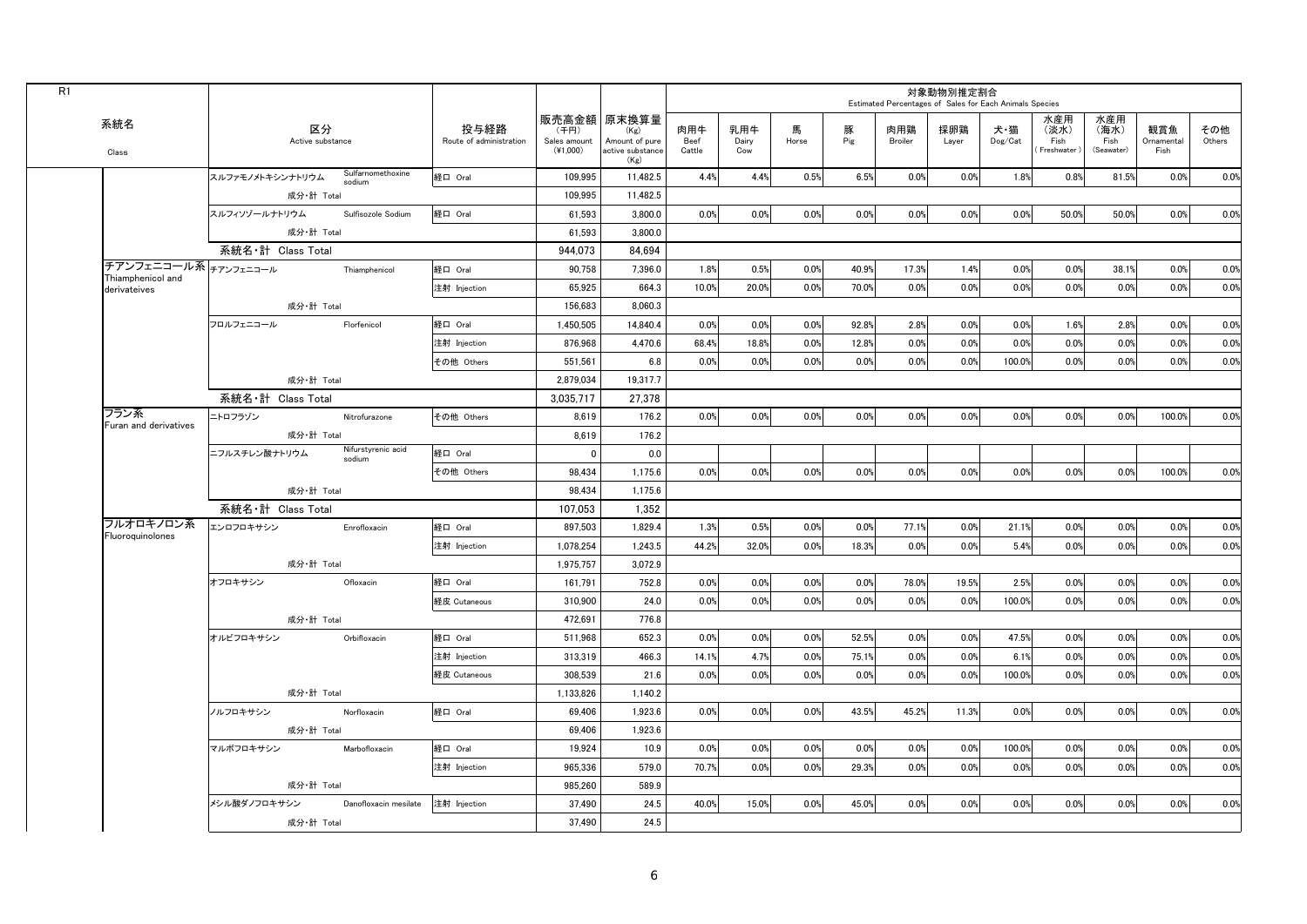R1

| 系統名<br>Class | 区分<br>Active substance | | 投与経路<br>Route of administration | 販売高金額<br>(千円)<br>Sales amount<br>(¥1,000) | 原末換算量<br>(Kg)<br>Amount of pure active substance<br>(Kg) | 対象動物別推定割合 Estimated Percentages of Sales for Each Animals Species | | | | | | | | | | |
|---|---|---|---|---|---|---|---|---|---|---|---|---|---|---|---|---|
| | | | | | | 肉用牛<br>Beef Cattle | 乳用牛<br>Dairy Cow | 馬<br>Horse | 豚<br>Pig | 肉用鶏<br>Broiler | 採卵鶏<br>Layer | 犬・猫<br>Dog/Cat | 水産用<br>(淡水)<br>Fish (Freshwater) | 水産用<br>(海水)<br>Fish (Seawater) | 観賞魚<br>Ornamental Fish | その他<br>Others |
| | スルファモノメトキシンナトリウム | Sulfamomethoxine sodium | 経口 Oral | 109,995 | 11,482.5 | 4.4% | 4.4% | 0.5% | 6.5% | 0.0% | 0.0% | 1.8% | 0.8% | 81.5% | 0.0% | 0.0% |
| | 成分・計 Total | | | 109,995 | 11,482.5 | | | | | | | | | | | |
| | スルフィソゾールナトリウム | Sulfisozole Sodium | 経口 Oral | 61,593 | 3,800.0 | 0.0% | 0.0% | 0.0% | 0.0% | 0.0% | 0.0% | 0.0% | 50.0% | 50.0% | 0.0% | 0.0% |
| | 成分・計 Total | | | 61,593 | 3,800.0 | | | | | | | | | | | |
| | 系統名・計 Class Total | | | 944,073 | 84,694 | | | | | | | | | | | |
| チアンフェニコール系<br>Thiamphenicol and derivateives | チアンフェニコール | Thiamphenicol | 経口 Oral | 90,758 | 7,396.0 | 1.8% | 0.5% | 0.0% | 40.9% | 17.3% | 1.4% | 0.0% | 0.0% | 38.1% | 0.0% | 0.0% |
| | | | 注射 Injection | 65,925 | 664.3 | 10.0% | 20.0% | 0.0% | 70.0% | 0.0% | 0.0% | 0.0% | 0.0% | 0.0% | 0.0% | 0.0% |
| | 成分・計 Total | | | 156,683 | 8,060.3 | | | | | | | | | | | |
| | フロルフェニコール | Florfenicol | 経口 Oral | 1,450,505 | 14,840.4 | 0.0% | 0.0% | 0.0% | 92.8% | 2.8% | 0.0% | 0.0% | 1.6% | 2.8% | 0.0% | 0.0% |
| | | | 注射 Injection | 876,968 | 4,470.6 | 68.4% | 18.8% | 0.0% | 12.8% | 0.0% | 0.0% | 0.0% | 0.0% | 0.0% | 0.0% | 0.0% |
| | | | その他 Others | 551,561 | 6.8 | 0.0% | 0.0% | 0.0% | 0.0% | 0.0% | 0.0% | 100.0% | 0.0% | 0.0% | 0.0% | 0.0% |
| | 成分・計 Total | | | 2,879,034 | 19,317.7 | | | | | | | | | | | |
| | 系統名・計 Class Total | | | 3,035,717 | 27,378 | | | | | | | | | | | |
| フラン系<br>Furan and derivatives | ニトロフラゾン | Nitrofurazone | その他 Others | 8,619 | 176.2 | 0.0% | 0.0% | 0.0% | 0.0% | 0.0% | 0.0% | 0.0% | 0.0% | 0.0% | 100.0% | 0.0% |
| | 成分・計 Total | | | 8,619 | 176.2 | | | | | | | | | | | |
| | ニフルスチレン酸ナトリウム | Nifurstyrenic acid sodium | 経口 Oral | 0 | 0.0 | | | | | | | | | | | |
| | | | その他 Others | 98,434 | 1,175.6 | 0.0% | 0.0% | 0.0% | 0.0% | 0.0% | 0.0% | 0.0% | 0.0% | 0.0% | 100.0% | 0.0% |
| | 成分・計 Total | | | 98,434 | 1,175.6 | | | | | | | | | | | |
| | 系統名・計 Class Total | | | 107,053 | 1,352 | | | | | | | | | | | |
| フルオロキノロン系<br>Fluoroquinolones | エンロフロキサシン | Enrofloxacin | 経口 Oral | 897,503 | 1,829.4 | 1.3% | 0.5% | 0.0% | 0.0% | 77.1% | 0.0% | 21.1% | 0.0% | 0.0% | 0.0% | 0.0% |
| | | | 注射 Injection | 1,078,254 | 1,243.5 | 44.2% | 32.0% | 0.0% | 18.3% | 0.0% | 0.0% | 5.4% | 0.0% | 0.0% | 0.0% | 0.0% |
| | 成分・計 Total | | | 1,975,757 | 3,072.9 | | | | | | | | | | | |
| | オフロキサシン | Ofloxacin | 経口 Oral | 161,791 | 752.8 | 0.0% | 0.0% | 0.0% | 0.0% | 78.0% | 19.5% | 2.5% | 0.0% | 0.0% | 0.0% | 0.0% |
| | | | 経皮 Cutaneous | 310,900 | 24.0 | 0.0% | 0.0% | 0.0% | 0.0% | 0.0% | 0.0% | 100.0% | 0.0% | 0.0% | 0.0% | 0.0% |
| | 成分・計 Total | | | 472,691 | 776.8 | | | | | | | | | | | |
| | オルビフロキサシン | Orbifloxacin | 経口 Oral | 511,968 | 652.3 | 0.0% | 0.0% | 0.0% | 52.5% | 0.0% | 0.0% | 47.5% | 0.0% | 0.0% | 0.0% | 0.0% |
| | | | 注射 Injection | 313,319 | 466.3 | 14.1% | 4.7% | 0.0% | 75.1% | 0.0% | 0.0% | 6.1% | 0.0% | 0.0% | 0.0% | 0.0% |
| | | | 経皮 Cutaneous | 308,539 | 21.6 | 0.0% | 0.0% | 0.0% | 0.0% | 0.0% | 0.0% | 100.0% | 0.0% | 0.0% | 0.0% | 0.0% |
| | 成分・計 Total | | | 1,133,826 | 1,140.2 | | | | | | | | | | | |
| | ノルフロキサシン | Norfloxacin | 経口 Oral | 69,406 | 1,923.6 | 0.0% | 0.0% | 0.0% | 43.5% | 45.2% | 11.3% | 0.0% | 0.0% | 0.0% | 0.0% | 0.0% |
| | 成分・計 Total | | | 69,406 | 1,923.6 | | | | | | | | | | | |
| | マルボフロキサシン | Marbofloxacin | 経口 Oral | 19,924 | 10.9 | 0.0% | 0.0% | 0.0% | 0.0% | 0.0% | 0.0% | 100.0% | 0.0% | 0.0% | 0.0% | 0.0% |
| | | | 注射 Injection | 965,336 | 579.0 | 70.7% | 0.0% | 0.0% | 29.3% | 0.0% | 0.0% | 0.0% | 0.0% | 0.0% | 0.0% | 0.0% |
| | 成分・計 Total | | | 985,260 | 589.9 | | | | | | | | | | | |
| | メシル酸ダノフロキサシン | Danofloxacin mesilate | 注射 Injection | 37,490 | 24.5 | 40.0% | 15.0% | 0.0% | 45.0% | 0.0% | 0.0% | 0.0% | 0.0% | 0.0% | 0.0% | 0.0% |
| | 成分・計 Total | | | 37,490 | 24.5 | | | | | | | | | | | |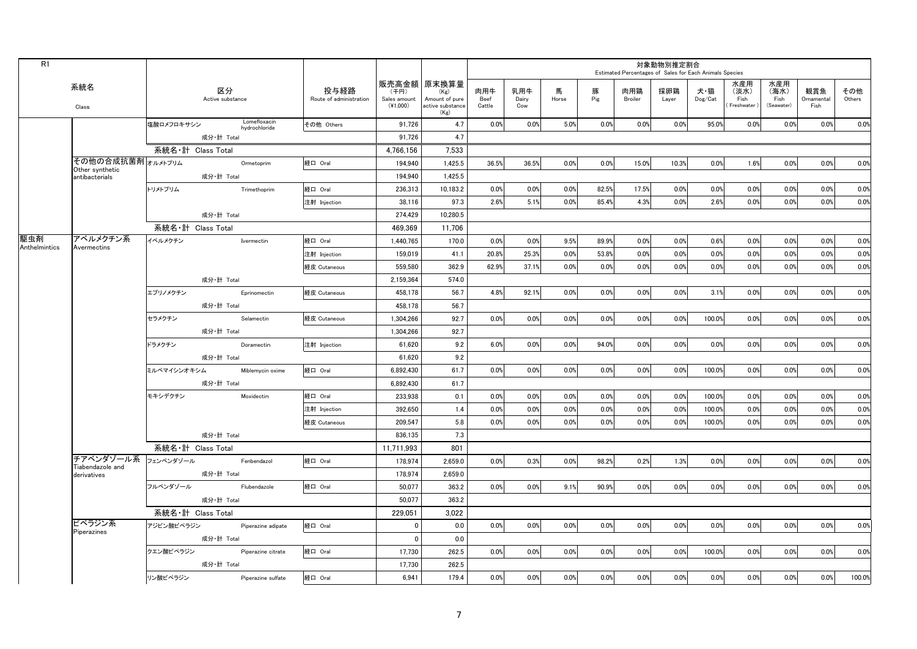| R1 | | | | | | 対象動物別推定割合 Estimated Percentages of Sales for Each Animals Species | | | | | | | | | | |
|---|---|---|---|---|---|---|---|---|---|---|---|---|---|---|---|---|
| 系統名 Class | | 区分 Active substance | 投与経路 Route of administration | 販売高金額 (千円) Sales amount (¥1,000) | 原末換算量 (Kg) Amount of pure active substance (Kg) | 肉用牛 Beef Cattle | 乳用牛 Dairy Cow | 馬 Horse | 豚 Pig | 肉用鶏 Broiler | 採卵鶏 Layer | 犬・猫 Dog/Cat | 水産用 (淡水) Fish (Freshwater) | 水産用 (海水) Fish (Seawater) | 観賞魚 Ornamental Fish | その他 Others |
| | | 塩酸ロメフロキサシン Lomefloxacin hydrochloride | その他 Others | 91,726 | 4.7 | 0.0% | 0.0% | 5.0% | 0.0% | 0.0% | 0.0% | 95.0% | 0.0% | 0.0% | 0.0% | 0.0% |
| | | 成分・計 Total | | 91,726 | 4.7 | | | | | | | | | | | |
| | | 系統名・計 Class Total | | 4,766,156 | 7,533 | | | | | | | | | | | |
| | その他の合成抗菌剤 Other synthetic antibacterials | オルメトプリム Ormetoprim | 経口 Oral | 194,940 | 1,425.5 | 36.5% | 36.5% | 0.0% | 0.0% | 15.0% | 10.3% | 0.0% | 1.6% | 0.0% | 0.0% | 0.0% |
| | | 成分・計 Total | | 194,940 | 1,425.5 | | | | | | | | | | | |
| | | トリメトプリム Trimethoprim | 経口 Oral | 236,313 | 10,183.2 | 0.0% | 0.0% | 0.0% | 82.5% | 17.5% | 0.0% | 0.0% | 0.0% | 0.0% | 0.0% | 0.0% |
| | | | 注射 Injection | 38,116 | 97.3 | 2.6% | 5.1% | 0.0% | 85.4% | 4.3% | 0.0% | 2.6% | 0.0% | 0.0% | 0.0% | 0.0% |
| | | 成分・計 Total | | 274,429 | 10,280.5 | | | | | | | | | | | |
| | | 系統名・計 Class Total | | 469,369 | 11,706 | | | | | | | | | | | |
| 駆虫剤 Anthelmintics | アベルメクチン系 Avermectins | イベルメクチン Ivermectin | 経口 Oral | 1,440,765 | 170.0 | 0.0% | 0.0% | 9.5% | 89.9% | 0.0% | 0.0% | 0.6% | 0.0% | 0.0% | 0.0% | 0.0% |
| | | | 注射 Injection | 159,019 | 41.1 | 20.8% | 25.3% | 0.0% | 53.8% | 0.0% | 0.0% | 0.0% | 0.0% | 0.0% | 0.0% | 0.0% |
| | | | 経皮 Cutaneous | 559,580 | 362.9 | 62.9% | 37.1% | 0.0% | 0.0% | 0.0% | 0.0% | 0.0% | 0.0% | 0.0% | 0.0% | 0.0% |
| | | 成分・計 Total | | 2,159,364 | 574.0 | | | | | | | | | | | |
| | | エプリノメクチン Eprinomectin | 経皮 Cutaneous | 458,178 | 56.7 | 4.8% | 92.1% | 0.0% | 0.0% | 0.0% | 0.0% | 3.1% | 0.0% | 0.0% | 0.0% | 0.0% |
| | | 成分・計 Total | | 458,178 | 56.7 | | | | | | | | | | | |
| | | セラメクチン Selamectin | 経皮 Cutaneous | 1,304,266 | 92.7 | 0.0% | 0.0% | 0.0% | 0.0% | 0.0% | 0.0% | 100.0% | 0.0% | 0.0% | 0.0% | 0.0% |
| | | 成分・計 Total | | 1,304,266 | 92.7 | | | | | | | | | | | |
| | | ドラメクチン Doramectin | 注射 Injection | 61,620 | 9.2 | 6.0% | 0.0% | 0.0% | 94.0% | 0.0% | 0.0% | 0.0% | 0.0% | 0.0% | 0.0% | 0.0% |
| | | 成分・計 Total | | 61,620 | 9.2 | | | | | | | | | | | |
| | | ミルベマイシンオキシム Miblemycin oxime | 経口 Oral | 6,892,430 | 61.7 | 0.0% | 0.0% | 0.0% | 0.0% | 0.0% | 0.0% | 100.0% | 0.0% | 0.0% | 0.0% | 0.0% |
| | | 成分・計 Total | | 6,892,430 | 61.7 | | | | | | | | | | | |
| | | モキシデクチン Moxidectin | 経口 Oral | 233,938 | 0.1 | 0.0% | 0.0% | 0.0% | 0.0% | 0.0% | 0.0% | 100.0% | 0.0% | 0.0% | 0.0% | 0.0% |
| | | | 注射 Injection | 392,650 | 1.4 | 0.0% | 0.0% | 0.0% | 0.0% | 0.0% | 0.0% | 100.0% | 0.0% | 0.0% | 0.0% | 0.0% |
| | | | 経皮 Cutaneous | 209,547 | 5.8 | 0.0% | 0.0% | 0.0% | 0.0% | 0.0% | 0.0% | 100.0% | 0.0% | 0.0% | 0.0% | 0.0% |
| | | 成分・計 Total | | 836,135 | 7.3 | | | | | | | | | | | |
| | | 系統名・計 Class Total | | 11,711,993 | 801 | | | | | | | | | | | |
| | チアベンダゾール系 Tiabendazole and derivatives | フェンベンダゾール Fenbendazol | 経口 Oral | 178,974 | 2,659.0 | 0.0% | 0.3% | 0.0% | 98.2% | 0.2% | 1.3% | 0.0% | 0.0% | 0.0% | 0.0% | 0.0% |
| | | 成分・計 Total | | 178,974 | 2,659.0 | | | | | | | | | | | |
| | | フルベンダゾール Flubendazole | 経口 Oral | 50,077 | 363.2 | 0.0% | 0.0% | 9.1% | 90.9% | 0.0% | 0.0% | 0.0% | 0.0% | 0.0% | 0.0% | 0.0% |
| | | 成分・計 Total | | 50,077 | 363.2 | | | | | | | | | | | |
| | | 系統名・計 Class Total | | 229,051 | 3,022 | | | | | | | | | | | |
| | ピペラジン系 Piperazines | アジピン酸ピペラジン Piperazine adipate | 経口 Oral | 0 | 0.0 | 0.0% | 0.0% | 0.0% | 0.0% | 0.0% | 0.0% | 0.0% | 0.0% | 0.0% | 0.0% | 0.0% |
| | | 成分・計 Total | | 0 | 0.0 | | | | | | | | | | | |
| | | クエン酸ピペラジン Piperazine citrate | 経口 Oral | 17,730 | 262.5 | 0.0% | 0.0% | 0.0% | 0.0% | 0.0% | 0.0% | 100.0% | 0.0% | 0.0% | 0.0% | 0.0% |
| | | 成分・計 Total | | 17,730 | 262.5 | | | | | | | | | | | |
| | | リン酸ピペラジン Piperazine sulfate | 経口 Oral | 6,941 | 179.4 | 0.0% | 0.0% | 0.0% | 0.0% | 0.0% | 0.0% | 0.0% | 0.0% | 0.0% | 0.0% | 100.0% |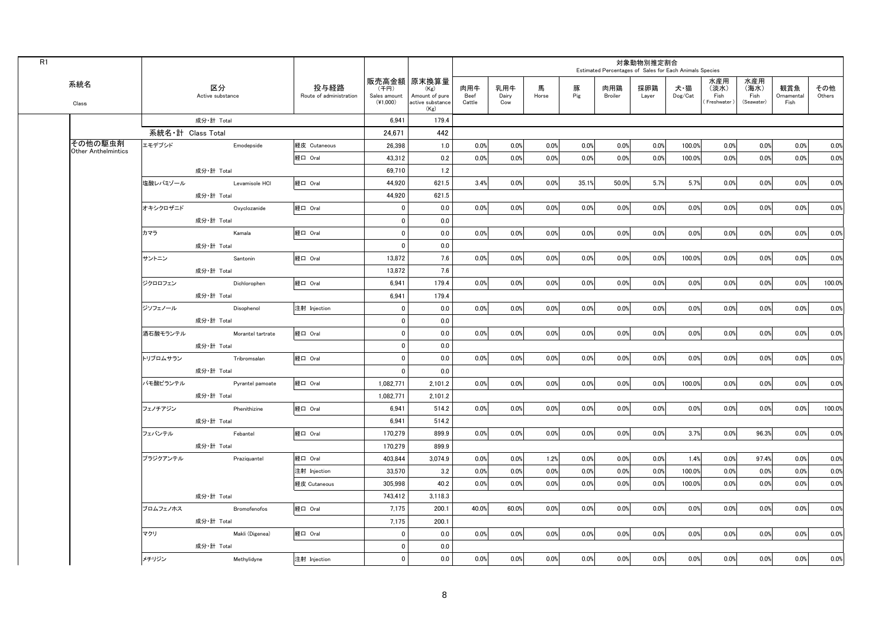R1

| 系統名 Class | 区分 Active substance | | 投与経路 Route of administration | 販売高金額 (千円) Sales amount (¥1,000) | 原末換算量 (Kg) Amount of pure active substance (Kg) | 対象動物別推定割合 Estimated Percentages of Sales for Each Animals Species | | | | | | | | | | |
|---|---|---|---|---|---|---|---|---|---|---|---|---|---|---|---|---|
| | | | | | | 肉用牛 Beef Cattle | 乳用牛 Dairy Cow | 馬 Horse | 豚 Pig | 肉用鶏 Broiler | 採卵鶏 Layer | 犬・猫 Dog/Cat | 水産用（淡水） Fish (Freshwater) | 水産用（海水） Fish (Seawater) | 観賞魚 Ornamental Fish | その他 Others |
| | 成分・計 Total | | | 6,941 | 179.4 | | | | | | | | | | | |
| | 系統名・計 Class Total | | | 24,671 | 442 | | | | | | | | | | | |
| その他の駆虫剤 Other Anthelmintics | エモデプシド | Emodepside | 経皮 Cutaneous | 26,398 | 1.0 | 0.0% | 0.0% | 0.0% | 0.0% | 0.0% | 0.0% | 100.0% | 0.0% | 0.0% | 0.0% | 0.0% |
| | | | 経口 Oral | 43,312 | 0.2 | 0.0% | 0.0% | 0.0% | 0.0% | 0.0% | 0.0% | 100.0% | 0.0% | 0.0% | 0.0% | 0.0% |
| | 成分・計 Total | | | 69,710 | 1.2 | | | | | | | | | | | |
| | 塩酸レバミゾール | Levamisole HCl | 経口 Oral | 44,920 | 621.5 | 3.4% | 0.0% | 0.0% | 35.1% | 50.0% | 5.7% | 5.7% | 0.0% | 0.0% | 0.0% | 0.0% |
| | 成分・計 Total | | | 44,920 | 621.5 | | | | | | | | | | | |
| | オキシクロザニド | Oxyclozanide | 経口 Oral | 0 | 0.0 | 0.0% | 0.0% | 0.0% | 0.0% | 0.0% | 0.0% | 0.0% | 0.0% | 0.0% | 0.0% | 0.0% |
| | 成分・計 Total | | | 0 | 0.0 | | | | | | | | | | | |
| | カマラ | Kamala | 経口 Oral | 0 | 0.0 | 0.0% | 0.0% | 0.0% | 0.0% | 0.0% | 0.0% | 0.0% | 0.0% | 0.0% | 0.0% | 0.0% |
| | 成分・計 Total | | | 0 | 0.0 | | | | | | | | | | | |
| | サントニン | Santonin | 経口 Oral | 13,872 | 7.6 | 0.0% | 0.0% | 0.0% | 0.0% | 0.0% | 0.0% | 100.0% | 0.0% | 0.0% | 0.0% | 0.0% |
| | 成分・計 Total | | | 13,872 | 7.6 | | | | | | | | | | | |
| | ジクロロフェン | Dichlorophen | 経口 Oral | 6,941 | 179.4 | 0.0% | 0.0% | 0.0% | 0.0% | 0.0% | 0.0% | 0.0% | 0.0% | 0.0% | 0.0% | 100.0% |
| | 成分・計 Total | | | 6,941 | 179.4 | | | | | | | | | | | |
| | ジソフェノール | Disophenol | 注射 Injection | 0 | 0.0 | 0.0% | 0.0% | 0.0% | 0.0% | 0.0% | 0.0% | 0.0% | 0.0% | 0.0% | 0.0% | 0.0% |
| | 成分・計 Total | | | 0 | 0.0 | | | | | | | | | | | |
| | 酒石酸モランテル | Morantel tartrate | 経口 Oral | 0 | 0.0 | 0.0% | 0.0% | 0.0% | 0.0% | 0.0% | 0.0% | 0.0% | 0.0% | 0.0% | 0.0% | 0.0% |
| | 成分・計 Total | | | 0 | 0.0 | | | | | | | | | | | |
| | トリブロムサラン | Tribromsalan | 経口 Oral | 0 | 0.0 | 0.0% | 0.0% | 0.0% | 0.0% | 0.0% | 0.0% | 0.0% | 0.0% | 0.0% | 0.0% | 0.0% |
| | 成分・計 Total | | | 0 | 0.0 | | | | | | | | | | | |
| | パモ酸ピランテル | Pyrantel pamoate | 経口 Oral | 1,082,771 | 2,101.2 | 0.0% | 0.0% | 0.0% | 0.0% | 0.0% | 0.0% | 100.0% | 0.0% | 0.0% | 0.0% | 0.0% |
| | 成分・計 Total | | | 1,082,771 | 2,101.2 | | | | | | | | | | | |
| | フェノチアジン | Phenithizine | 経口 Oral | 6,941 | 514.2 | 0.0% | 0.0% | 0.0% | 0.0% | 0.0% | 0.0% | 0.0% | 0.0% | 0.0% | 0.0% | 100.0% |
| | 成分・計 Total | | | 6,941 | 514.2 | | | | | | | | | | | |
| | フェバンテル | Febantel | 経口 Oral | 170,279 | 899.9 | 0.0% | 0.0% | 0.0% | 0.0% | 0.0% | 0.0% | 3.7% | 0.0% | 96.3% | 0.0% | 0.0% |
| | 成分・計 Total | | | 170,279 | 899.9 | | | | | | | | | | | |
| | プラジクアンテル | Praziquantel | 経口 Oral | 403,844 | 3,074.9 | 0.0% | 0.0% | 1.2% | 0.0% | 0.0% | 0.0% | 1.4% | 0.0% | 97.4% | 0.0% | 0.0% |
| | | | 注射 Injection | 33,570 | 3.2 | 0.0% | 0.0% | 0.0% | 0.0% | 0.0% | 0.0% | 100.0% | 0.0% | 0.0% | 0.0% | 0.0% |
| | | | 経皮 Cutaneous | 305,998 | 40.2 | 0.0% | 0.0% | 0.0% | 0.0% | 0.0% | 0.0% | 100.0% | 0.0% | 0.0% | 0.0% | 0.0% |
| | 成分・計 Total | | | 743,412 | 3,118.3 | | | | | | | | | | | |
| | ブロムフェノホス | Bromofenofos | 経口 Oral | 7,175 | 200.1 | 40.0% | 60.0% | 0.0% | 0.0% | 0.0% | 0.0% | 0.0% | 0.0% | 0.0% | 0.0% | 0.0% |
| | 成分・計 Total | | | 7,175 | 200.1 | | | | | | | | | | | |
| | マクリ | Makli (Digenea) | 経口 Oral | 0 | 0.0 | 0.0% | 0.0% | 0.0% | 0.0% | 0.0% | 0.0% | 0.0% | 0.0% | 0.0% | 0.0% | 0.0% |
| | 成分・計 Total | | | 0 | 0.0 | | | | | | | | | | | |
| | メチリジン | Methylidyne | 注射 Injection | 0 | 0.0 | 0.0% | 0.0% | 0.0% | 0.0% | 0.0% | 0.0% | 0.0% | 0.0% | 0.0% | 0.0% | 0.0% |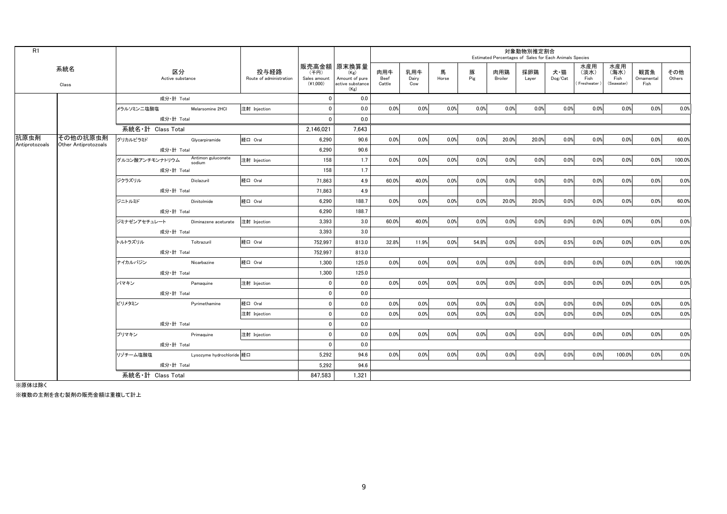| R1 | | | | | | | | 対象動物別推定割合 Estimated Percentages of Sales for Each Animals Species | | | | | | | | | | |
|---|---|---|---|---|---|---|---|---|---|---|---|---|---|---|---|---|---|---|
| 系統名 Class | | 区分 Active substance | | 投与経路 Route of administration | 販売高金額 (千円) Sales amount (¥1,000) | 原末換算量 (Kg) Amount of pure active substance (Kg) | 肉用牛 Beef Cattle | 乳用牛 Dairy Cow | 馬 Horse | 豚 Pig | 肉用鶏 Broiler | 採卵鶏 Layer | 犬・猫 Dog/Cat | 水産用（淡水） Fish (Freshwater) | 水産用（海水） Fish (Seawater) | 観賞魚 Ornamental Fish | その他 Others |
| | | 成分・計 Total | | | 0 | 0.0 | | | | | | | | | | | |
| | | メラルソミン二塩酸塩 | Melarsomine 2HCl | 注射 Injection | 0 | 0.0 | 0.0% | 0.0% | 0.0% | 0.0% | 0.0% | 0.0% | 0.0% | 0.0% | 0.0% | 0.0% | 0.0% |
| | | 成分・計 Total | | | 0 | 0.0 | | | | | | | | | | | |
| | | 系統名・計 Class Total | | | 2,146,021 | 7,643 | | | | | | | | | | | |
| 抗原虫剤 Antiprotozoals | その他の抗原虫剤 Other Antiprotozoals | グリカルピラミド | Glycarpiramide | 経口 Oral | 6,290 | 90.6 | 0.0% | 0.0% | 0.0% | 0.0% | 20.0% | 20.0% | 0.0% | 0.0% | 0.0% | 0.0% | 60.0% |
| | | 成分・計 Total | | | 6,290 | 90.6 | | | | | | | | | | | |
| | | グルコン酸アンチモンナトリウム | Antimon guluconate sodium | 注射 Injection | 158 | 1.7 | 0.0% | 0.0% | 0.0% | 0.0% | 0.0% | 0.0% | 0.0% | 0.0% | 0.0% | 0.0% | 100.0% |
| | | 成分・計 Total | | | 158 | 1.7 | | | | | | | | | | | |
| | | ジクラズリル | Diclazuril | 経口 Oral | 71,863 | 4.9 | 60.0% | 40.0% | 0.0% | 0.0% | 0.0% | 0.0% | 0.0% | 0.0% | 0.0% | 0.0% | 0.0% |
| | | 成分・計 Total | | | 71,863 | 4.9 | | | | | | | | | | | |
| | | ジニトルミド | Dinitolmide | 経口 Oral | 6,290 | 188.7 | 0.0% | 0.0% | 0.0% | 0.0% | 20.0% | 20.0% | 0.0% | 0.0% | 0.0% | 0.0% | 60.0% |
| | | 成分・計 Total | | | 6,290 | 188.7 | | | | | | | | | | | |
| | | ジミナゼンアセチュレート | Diminazene aceturate | 注射 Injection | 3,393 | 3.0 | 60.0% | 40.0% | 0.0% | 0.0% | 0.0% | 0.0% | 0.0% | 0.0% | 0.0% | 0.0% | 0.0% |
| | | 成分・計 Total | | | 3,393 | 3.0 | | | | | | | | | | | |
| | | トルトラズリル | Toltrazuril | 経口 Oral | 752,997 | 813.0 | 32.8% | 11.9% | 0.0% | 54.8% | 0.0% | 0.0% | 0.5% | 0.0% | 0.0% | 0.0% | 0.0% |
| | | 成分・計 Total | | | 752,997 | 813.0 | | | | | | | | | | | |
| | | ナイカルバジン | Nicarbazine | 経口 Oral | 1,300 | 125.0 | 0.0% | 0.0% | 0.0% | 0.0% | 0.0% | 0.0% | 0.0% | 0.0% | 0.0% | 0.0% | 100.0% |
| | | 成分・計 Total | | | 1,300 | 125.0 | | | | | | | | | | | |
| | | パマキン | Pamaquine | 注射 Injection | 0 | 0.0 | 0.0% | 0.0% | 0.0% | 0.0% | 0.0% | 0.0% | 0.0% | 0.0% | 0.0% | 0.0% | 0.0% |
| | | 成分・計 Total | | | 0 | 0.0 | | | | | | | | | | | |
| | | ピリメタミン | Pyrimethamine | 経口 Oral | 0 | 0.0 | 0.0% | 0.0% | 0.0% | 0.0% | 0.0% | 0.0% | 0.0% | 0.0% | 0.0% | 0.0% | 0.0% |
| | | | | 注射 Injection | 0 | 0.0 | 0.0% | 0.0% | 0.0% | 0.0% | 0.0% | 0.0% | 0.0% | 0.0% | 0.0% | 0.0% | 0.0% |
| | | 成分・計 Total | | | 0 | 0.0 | | | | | | | | | | | |
| | | プリマキン | Primaquine | 注射 Injection | 0 | 0.0 | 0.0% | 0.0% | 0.0% | 0.0% | 0.0% | 0.0% | 0.0% | 0.0% | 0.0% | 0.0% | 0.0% |
| | | 成分・計 Total | | | 0 | 0.0 | | | | | | | | | | | |
| | | リゾチーム塩酸塩 | Lysozyme hydrochloride | 経口 | 5,292 | 94.6 | 0.0% | 0.0% | 0.0% | 0.0% | 0.0% | 0.0% | 0.0% | 0.0% | 100.0% | 0.0% | 0.0% |
| | | 成分・計 Total | | | 5,292 | 94.6 | | | | | | | | | | | |
| | | 系統名・計 Class Total | | | 847,583 | 1,321 | | | | | | | | | | | |

※原体は除く

※複数の主剤を含む製剤の販売金額は重複して計上